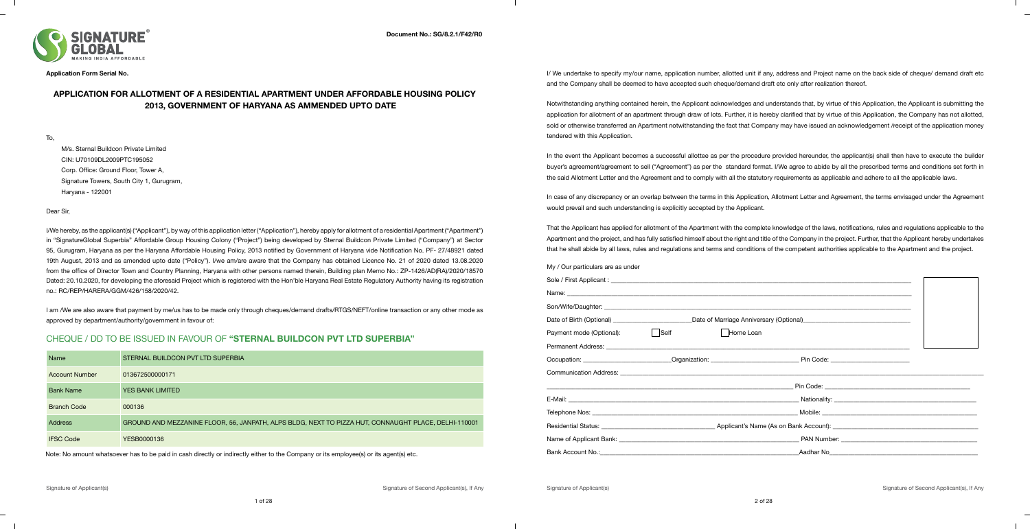Document No.: SG/8.2.1/F42/R0

**Application Form Serial No.**

## APPLICATION FOR ALLOTMENT OF A RESIDENTIAL APARTMENT UNDER AFFORDABLE HOUSING POLICY 2013, GOVERNMENT OF HARYANA AS AMMENDED UPTO DATE

To,

M/s. Sternal Buildcon Private Limited
CIN: U70109DL2009PTC195052
Corp. Office: Ground Floor, Tower A,
Signature Towers, South City 1, Gurugram,
Haryana - 122001

Dear Sir,

I/We hereby, as the applicant(s) ("Applicant"), by way of this application letter ("Application"), hereby apply for allotment of a residential Apartment ("Apartment") in "SignatureGlobal Superbia" Affordable Group Housing Colony ("Project") being developed by Sternal Buildcon Private Limited ("Company") at Sector 95, Gurugram, Haryana as per the Haryana Affordable Housing Policy, 2013 notified by Government of Haryana vide Notification No. PF- 27/48921 dated 19th August, 2013 and as amended upto date ("Policy"). I/we am/are aware that the Company has obtained Licence No. 21 of 2020 dated 13.08.2020 from the office of Director Town and Country Planning, Haryana with other persons named therein, Building plan Memo No.: ZP-1426/AD(RA)/2020/18570 Dated: 20.10.2020, for developing the aforesaid Project which is registered with the Hon'ble Haryana Real Estate Regulatory Authority having its registration no.: RC/REP/HARERA/GGM/426/158/2020/42.

I am /We are also aware that payment by me/us has to be made only through cheques/demand drafts/RTGS/NEFT/online transaction or any other mode as approved by department/authority/government in favour of:

## CHEQUE / DD TO BE ISSUED IN FAVOUR OF **"STERNAL BUILDCON PVT LTD SUPERBIA"**

| Name | STERNAL BUILDCON PVT LTD SUPERBIA |
|---|---|
| Account Number | 013672500000171 |
| Bank Name | YES BANK LIMITED |
| Branch Code | 000136 |
| Address | GROUND AND MEZZANINE FLOOR, 56, JANPATH, ALPS BLDG, NEXT TO PIZZA HUT, CONNAUGHT PLACE, DELHI-110001 |
| IFSC Code | YESB0000136 |

Note: No amount whatsoever has to be paid in cash directly or indirectly either to the Company or its employee(s) or its agent(s) etc.

Signature of Applicant(s) Signature of Second Applicant(s), If Any

I/ We undertake to specify my/our name, application number, allotted unit if any, address and Project name on the back side of cheque/ demand draft etc and the Company shall be deemed to have accepted such cheque/demand draft etc only after realization thereof.

Notwithstanding anything contained herein, the Applicant acknowledges and understands that, by virtue of this Application, the Applicant is submitting the application for allotment of an apartment through draw of lots. Further, it is hereby clarified that by virtue of this Application, the Company has not allotted, sold or otherwise transferred an Apartment notwithstanding the fact that Company may have issued an acknowledgement /receipt of the application money tendered with this Application.

In the event the Applicant becomes a successful allottee as per the procedure provided hereunder, the applicant(s) shall then have to execute the builder buyer's agreement/agreement to sell ("Agreement") as per the standard format. I/We agree to abide by all the prescribed terms and conditions set forth in the said Allotment Letter and the Agreement and to comply with all the statutory requirements as applicable and adhere to all the applicable laws.

In case of any discrepancy or an overlap between the terms in this Application, Allotment Letter and Agreement, the terms envisaged under the Agreement would prevail and such understanding is explicitly accepted by the Applicant.

That the Applicant has applied for allotment of the Apartment with the complete knowledge of the laws, notifications, rules and regulations applicable to the Apartment and the project, and has fully satisfied himself about the right and title of the Company in the project. Further, that the Applicant hereby undertakes that he shall abide by all laws, rules and regulations and terms and conditions of the competent authorities applicable to the Apartment and the project.

My / Our particulars are as under

Sole / First Applicant : ______________________

Name: ______________________

Son/Wife/Daughter: ______________________

Date of Birth (Optional) ____________ Date of Marriage Anniversary (Optional) ____________

Payment mode (Optional): ☐ Self ☐ Home Loan

Permanent Address: ______________________

Occupation: ____________ Organization: ____________ Pin Code: ____________

Communication Address: ______________________

______________________ Pin Code: ____________

E-Mail: ____________ Nationality: ____________

Telephone Nos: ____________ Mobile: ____________

Residential Status: ____________ Applicant's Name (As on Bank Account): ____________

Name of Applicant Bank: ____________ PAN Number: ____________

Bank Account No.: ____________ Aadhar No ____________

Signature of Applicant(s) Signature of Second Applicant(s), If Any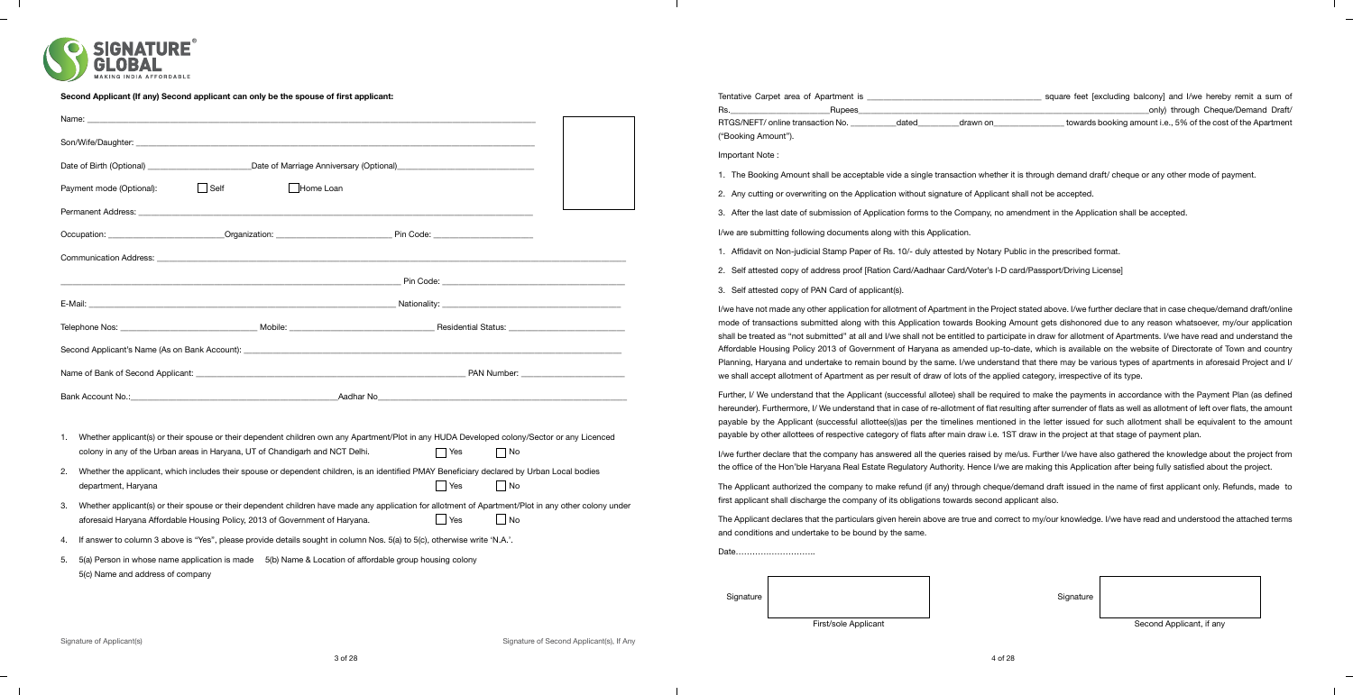### Second Applicant (If any) Second applicant can only be the spouse of first applicant:

Name: ______________________________________________

Son/Wife/Daughter: ______________________________________________

Date of Birth (Optional) ____________________ Date of Marriage Anniversary (Optional) ____________________

Payment mode (Optional): ☐ Self ☐ Home Loan

Permanent Address: ______________________________________________

Occupation: ____________________ Organization: ____________________ Pin Code: ____________________

Communication Address: ______________________________________________

______________________________________________ Pin Code: ____________________

E-Mail: ______________________________________________ Nationality: ____________________

Telephone Nos: ____________________ Mobile: ____________________ Residential Status: ____________________

Second Applicant's Name (As on Bank Account): ______________________________________________

Name of Bank of Second Applicant: ______________________________________________ PAN Number: ____________________

Bank Account No.: ____________________ Aadhar No ____________________

1. Whether applicant(s) or their spouse or their dependent children own any Apartment/Plot in any HUDA Developed colony/Sector or any Licenced colony in any of the Urban areas in Haryana, UT of Chandigarh and NCT Delhi. ☐ Yes ☐ No
2. Whether the applicant, which includes their spouse or dependent children, is an identified PMAY Beneficiary declared by Urban Local bodies department, Haryana ☐ Yes ☐ No
3. Whether applicant(s) or their spouse or their dependent children have made any application for allotment of Apartment/Plot in any other colony under aforesaid Haryana Affordable Housing Policy, 2013 of Government of Haryana. ☐ Yes ☐ No
4. If answer to column 3 above is "Yes", please provide details sought in column Nos. 5(a) to 5(c), otherwise write 'N.A.'.
5. 5(a) Person in whose name application is made 5(b) Name & Location of affordable group housing colony
   5(c) Name and address of company

Signature of Applicant(s) Signature of Second Applicant(s), If Any

Tentative Carpet area of Apartment is ____________________ square feet [excluding balcony] and I/we hereby remit a sum of Rs.____________________ Rupees ______________________________________________ only) through Cheque/Demand Draft/ RTGS/NEFT/ online transaction No. __________ dated __________ drawn on ____________________ towards booking amount i.e., 5% of the cost of the Apartment ("Booking Amount").

Important Note :

1. The Booking Amount shall be acceptable vide a single transaction whether it is through demand draft/ cheque or any other mode of payment.
2. Any cutting or overwriting on the Application without signature of Applicant shall not be accepted.
3. After the last date of submission of Application forms to the Company, no amendment in the Application shall be accepted.

I/we are submitting following documents along with this Application.

1. Affidavit on Non-judicial Stamp Paper of Rs. 10/- duly attested by Notary Public in the prescribed format.
2. Self attested copy of address proof [Ration Card/Aadhaar Card/Voter's I-D card/Passport/Driving License]
3. Self attested copy of PAN Card of applicant(s).

I/we have not made any other application for allotment of Apartment in the Project stated above. I/we further declare that in case cheque/demand draft/online mode of transactions submitted along with this Application towards Booking Amount gets dishonored due to any reason whatsoever, my/our application shall be treated as "not submitted" at all and I/we shall not be entitled to participate in draw for allotment of Apartments. I/we have read and understand the Affordable Housing Policy 2013 of Government of Haryana as amended up-to-date, which is available on the website of Directorate of Town and country Planning, Haryana and undertake to remain bound by the same. I/we understand that there may be various types of apartments in aforesaid Project and I/ we shall accept allotment of Apartment as per result of draw of lots of the applied category, irrespective of its type.

Further, I/ We understand that the Applicant (successful allotee) shall be required to make the payments in accordance with the Payment Plan (as defined hereunder). Furthermore, I/ We understand that in case of re-allotment of flat resulting after surrender of flats as well as allotment of left over flats, the amount payable by the Applicant (successful allottee(s))as per the timelines mentioned in the letter issued for such allotment shall be equivalent to the amount payable by other allottees of respective category of flats after main draw i.e. 1ST draw in the project at that stage of payment plan.

I/we further declare that the company has answered all the queries raised by me/us. Further I/we have also gathered the knowledge about the project from the office of the Hon'ble Haryana Real Estate Regulatory Authority. Hence I/we are making this Application after being fully satisfied about the project.

The Applicant authorized the company to make refund (if any) through cheque/demand draft issued in the name of first applicant only. Refunds, made to first applicant shall discharge the company of its obligations towards second applicant also.

The Applicant declares that the particulars given herein above are true and correct to my/our knowledge. I/we have read and understood the attached terms and conditions and undertake to be bound by the same.

Date………………………..

Signature ____________________ Signature ____________________

First/sole Applicant Second Applicant, if any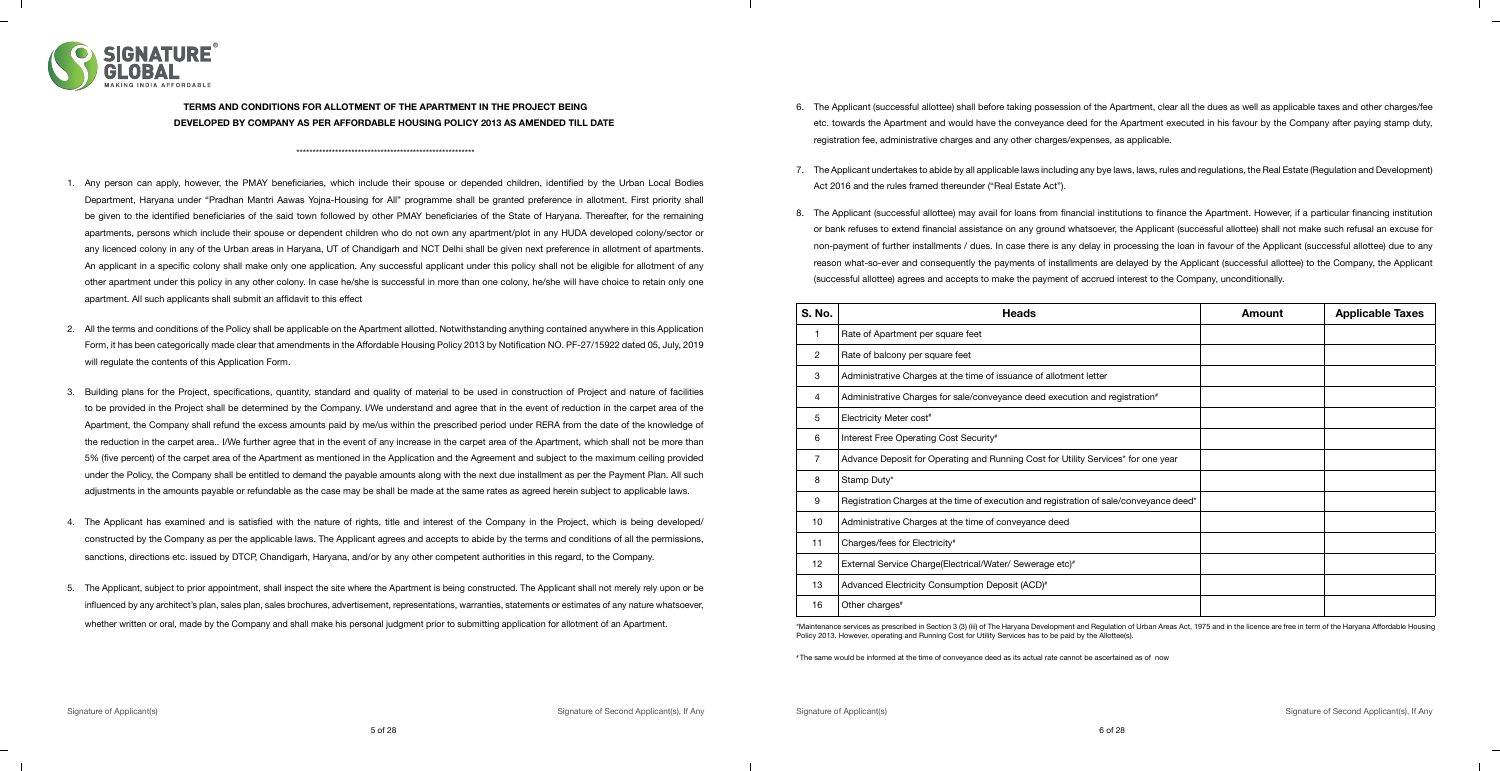**TERMS AND CONDITIONS FOR ALLOTMENT OF THE APARTMENT IN THE PROJECT BEING DEVELOPED BY COMPANY AS PER AFFORDABLE HOUSING POLICY 2013 AS AMENDED TILL DATE**

\*\*\*\*\*\*\*\*\*\*\*\*\*\*\*\*\*\*\*\*\*\*\*\*\*\*\*\*\*\*\*\*\*\*\*\*\*\*\*\*\*\*\*\*\*\*\*\*\*\*\*\*

1. Any person can apply, however, the PMAY beneficiaries, which include their spouse or depended children, identified by the Urban Local Bodies Department, Haryana under "Pradhan Mantri Aawas Yojna-Housing for All" programme shall be granted preference in allotment. First priority shall be given to the identified beneficiaries of the said town followed by other PMAY beneficiaries of the State of Haryana. Thereafter, for the remaining apartments, persons which include their spouse or dependent children who do not own any apartment/plot in any HUDA developed colony/sector or any licenced colony in any of the Urban areas in Haryana, UT of Chandigarh and NCT Delhi shall be given next preference in allotment of apartments. An applicant in a specific colony shall make only one application. Any successful applicant under this policy shall not be eligible for allotment of any other apartment under this policy in any other colony. In case he/she is successful in more than one colony, he/she will have choice to retain only one apartment. All such applicants shall submit an affidavit to this effect

2. All the terms and conditions of the Policy shall be applicable on the Apartment allotted. Notwithstanding anything contained anywhere in this Application Form, it has been categorically made clear that amendments in the Affordable Housing Policy 2013 by Notification NO. PF-27/15922 dated 05, July, 2019 will regulate the contents of this Application Form.

3. Building plans for the Project, specifications, quantity, standard and quality of material to be used in construction of Project and nature of facilities to be provided in the Project shall be determined by the Company. I/We understand and agree that in the event of reduction in the carpet area of the Apartment, the Company shall refund the excess amounts paid by me/us within the prescribed period under RERA from the date of the knowledge of the reduction in the carpet area.. I/We further agree that in the event of any increase in the carpet area of the Apartment, which shall not be more than 5% (five percent) of the carpet area of the Apartment as mentioned in the Application and the Agreement and subject to the maximum ceiling provided under the Policy, the Company shall be entitled to demand the payable amounts along with the next due installment as per the Payment Plan. All such adjustments in the amounts payable or refundable as the case may be shall be made at the same rates as agreed herein subject to applicable laws.

4. The Applicant has examined and is satisfied with the nature of rights, title and interest of the Company in the Project, which is being developed/ constructed by the Company as per the applicable laws. The Applicant agrees and accepts to abide by the terms and conditions of all the permissions, sanctions, directions etc. issued by DTCP, Chandigarh, Haryana, and/or by any other competent authorities in this regard, to the Company.

5. The Applicant, subject to prior appointment, shall inspect the site where the Apartment is being constructed. The Applicant shall not merely rely upon or be influenced by any architect's plan, sales plan, sales brochures, advertisement, representations, warranties, statements or estimates of any nature whatsoever, whether written or oral, made by the Company and shall make his personal judgment prior to submitting application for allotment of an Apartment.

Signature of Applicant(s) Signature of Second Applicant(s), If Any

6. The Applicant (successful allottee) shall before taking possession of the Apartment, clear all the dues as well as applicable taxes and other charges/fee etc. towards the Apartment and would have the conveyance deed for the Apartment executed in his favour by the Company after paying stamp duty, registration fee, administrative charges and any other charges/expenses, as applicable.

7. The Applicant undertakes to abide by all applicable laws including any bye laws, laws, rules and regulations, the Real Estate (Regulation and Development) Act 2016 and the rules framed thereunder ("Real Estate Act").

8. The Applicant (successful allottee) may avail for loans from financial institutions to finance the Apartment. However, if a particular financing institution or bank refuses to extend financial assistance on any ground whatsoever, the Applicant (successful allottee) shall not make such refusal an excuse for non-payment of further installments / dues. In case there is any delay in processing the loan in favour of the Applicant (successful allottee) due to any reason what-so-ever and consequently the payments of installments are delayed by the Applicant (successful allottee) to the Company, the Applicant (successful allottee) agrees and accepts to make the payment of accrued interest to the Company, unconditionally.

| S. No. | Heads | Amount | Applicable Taxes |
|---|---|---|---|
| 1 | Rate of Apartment per square feet | | |
| 2 | Rate of balcony per square feet | | |
| 3 | Administrative Charges at the time of issuance of allotment letter | | |
| 4 | Administrative Charges for sale/conveyance deed execution and registration# | | |
| 5 | Electricity Meter cost# | | |
| 6 | Interest Free Operating Cost Security# | | |
| 7 | Advance Deposit for Operating and Running Cost for Utility Services* for one year | | |
| 8 | Stamp Duty* | | |
| 9 | Registration Charges at the time of execution and registration of sale/conveyance deed* | | |
| 10 | Administrative Charges at the time of conveyance deed | | |
| 11 | Charges/fees for Electricity# | | |
| 12 | External Service Charge(Electrical/Water/ Sewerage etc)# | | |
| 13 | Advanced Electricity Consumption Deposit (ACD)# | | |
| 16 | Other charges# | | |

*Maintenance services as prescribed in Section 3 (3) (iii) of The Haryana Development and Regulation of Urban Areas Act, 1975 and in the licence are free in term of the Haryana Affordable Housing Policy 2013. However, operating and Running Cost for Utility Services has to be paid by the Allottee(s).

# The same would be informed at the time of conveyance deed as its actual rate cannot be ascertained as of now

Signature of Applicant(s) Signature of Second Applicant(s), If Any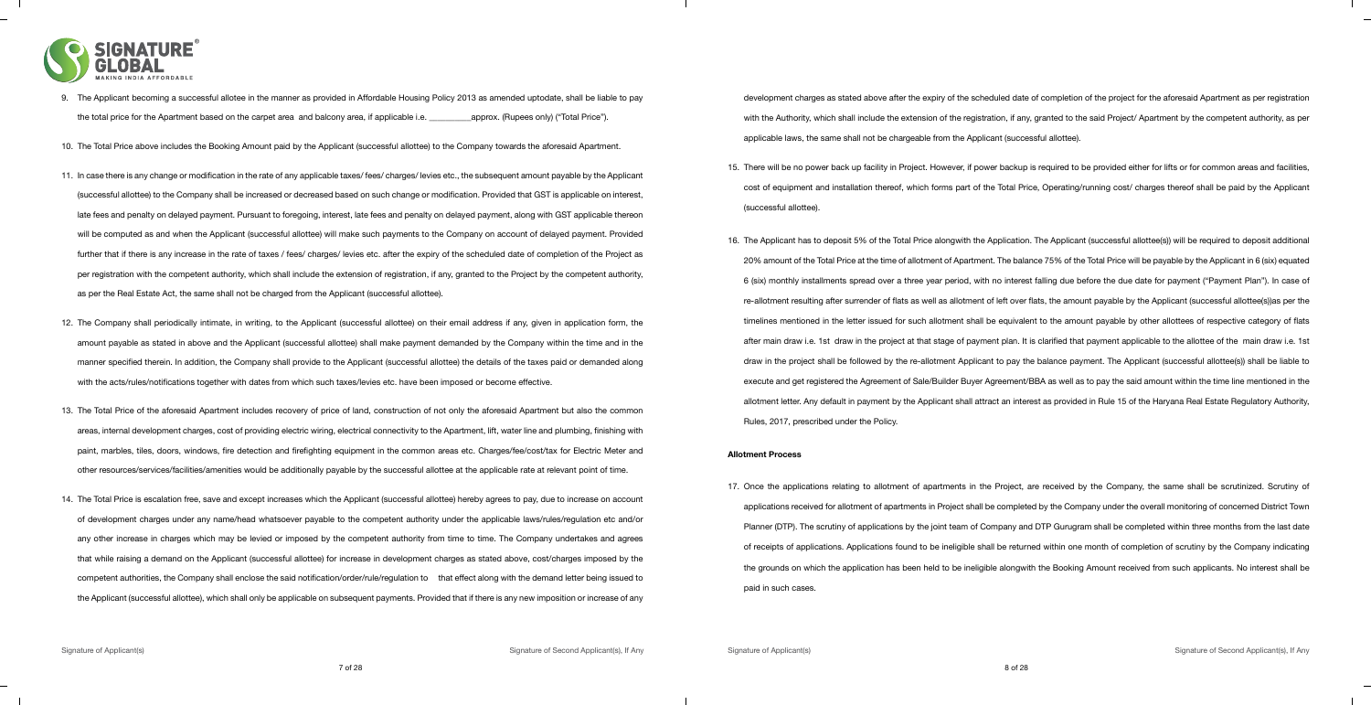9. The Applicant becoming a successful allotee in the manner as provided in Affordable Housing Policy 2013 as amended uptodate, shall be liable to pay the total price for the Apartment based on the carpet area and balcony area, if applicable i.e. _________approx. (Rupees only) ("Total Price").

10. The Total Price above includes the Booking Amount paid by the Applicant (successful allottee) to the Company towards the aforesaid Apartment.

11. In case there is any change or modification in the rate of any applicable taxes/ fees/ charges/ levies etc., the subsequent amount payable by the Applicant (successful allottee) to the Company shall be increased or decreased based on such change or modification. Provided that GST is applicable on interest, late fees and penalty on delayed payment. Pursuant to foregoing, interest, late fees and penalty on delayed payment, along with GST applicable thereon will be computed as and when the Applicant (successful allottee) will make such payments to the Company on account of delayed payment. Provided further that if there is any increase in the rate of taxes / fees/ charges/ levies etc. after the expiry of the scheduled date of completion of the Project as per registration with the competent authority, which shall include the extension of registration, if any, granted to the Project by the competent authority, as per the Real Estate Act, the same shall not be charged from the Applicant (successful allottee).

12. The Company shall periodically intimate, in writing, to the Applicant (successful allottee) on their email address if any, given in application form, the amount payable as stated in above and the Applicant (successful allottee) shall make payment demanded by the Company within the time and in the manner specified therein. In addition, the Company shall provide to the Applicant (successful allottee) the details of the taxes paid or demanded along with the acts/rules/notifications together with dates from which such taxes/levies etc. have been imposed or become effective.

13. The Total Price of the aforesaid Apartment includes recovery of price of land, construction of not only the aforesaid Apartment but also the common areas, internal development charges, cost of providing electric wiring, electrical connectivity to the Apartment, lift, water line and plumbing, finishing with paint, marbles, tiles, doors, windows, fire detection and firefighting equipment in the common areas etc. Charges/fee/cost/tax for Electric Meter and other resources/services/facilities/amenities would be additionally payable by the successful allottee at the applicable rate at relevant point of time.

14. The Total Price is escalation free, save and except increases which the Applicant (successful allottee) hereby agrees to pay, due to increase on account of development charges under any name/head whatsoever payable to the competent authority under the applicable laws/rules/regulation etc and/or any other increase in charges which may be levied or imposed by the competent authority from time to time. The Company undertakes and agrees that while raising a demand on the Applicant (successful allottee) for increase in development charges as stated above, cost/charges imposed by the competent authorities, the Company shall enclose the said notification/order/rule/regulation to that effect along with the demand letter being issued to the Applicant (successful allottee), which shall only be applicable on subsequent payments. Provided that if there is any new imposition or increase of any development charges as stated above after the expiry of the scheduled date of completion of the project for the aforesaid Apartment as per registration with the Authority, which shall include the extension of the registration, if any, granted to the said Project/ Apartment by the competent authority, as per applicable laws, the same shall not be chargeable from the Applicant (successful allottee).

15. There will be no power back up facility in Project. However, if power backup is required to be provided either for lifts or for common areas and facilities, cost of equipment and installation thereof, which forms part of the Total Price, Operating/running cost/ charges thereof shall be paid by the Applicant (successful allottee).

16. The Applicant has to deposit 5% of the Total Price alongwith the Application. The Applicant (successful allottee(s)) will be required to deposit additional 20% amount of the Total Price at the time of allotment of Apartment. The balance 75% of the Total Price will be payable by the Applicant in 6 (six) equated 6 (six) monthly installments spread over a three year period, with no interest falling due before the due date for payment ("Payment Plan"). In case of re-allotment resulting after surrender of flats as well as allotment of left over flats, the amount payable by the Applicant (successful allottee(s))as per the timelines mentioned in the letter issued for such allotment shall be equivalent to the amount payable by other allottees of respective category of flats after main draw i.e. 1st draw in the project at that stage of payment plan. It is clarified that payment applicable to the allottee of the main draw i.e. 1st draw in the project shall be followed by the re-allotment Applicant to pay the balance payment. The Applicant (successful allottee(s)) shall be liable to execute and get registered the Agreement of Sale/Builder Buyer Agreement/BBA as well as to pay the said amount within the time line mentioned in the allotment letter. Any default in payment by the Applicant shall attract an interest as provided in Rule 15 of the Haryana Real Estate Regulatory Authority, Rules, 2017, prescribed under the Policy.

**Allotment Process**

17. Once the applications relating to allotment of apartments in the Project, are received by the Company, the same shall be scrutinized. Scrutiny of applications received for allotment of apartments in Project shall be completed by the Company under the overall monitoring of concerned District Town Planner (DTP). The scrutiny of applications by the joint team of Company and DTP Gurugram shall be completed within three months from the last date of receipts of applications. Applications found to be ineligible shall be returned within one month of completion of scrutiny by the Company indicating the grounds on which the application has been held to be ineligible alongwith the Booking Amount received from such applicants. No interest shall be paid in such cases.

Signature of Applicant(s) Signature of Second Applicant(s), If Any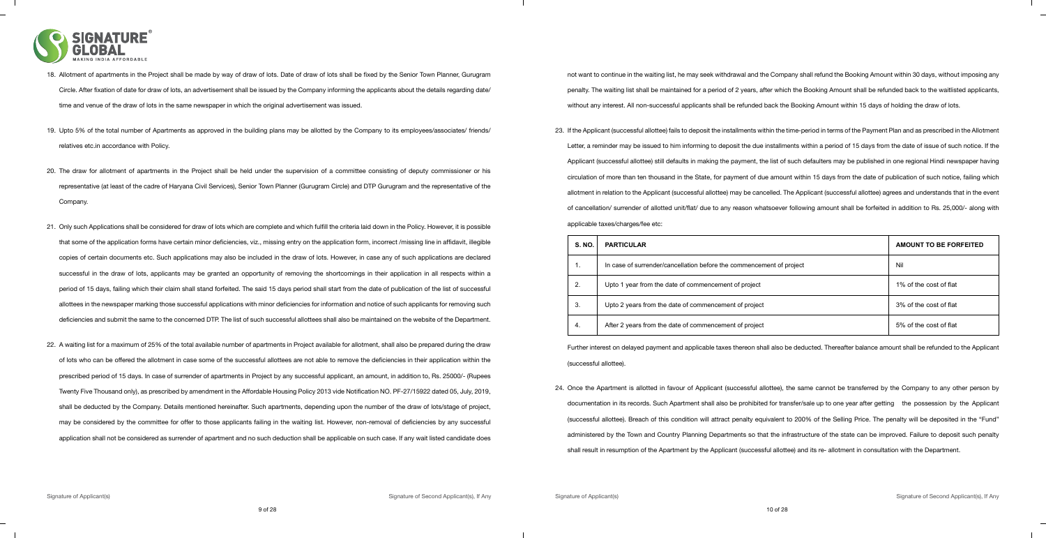18. Allotment of apartments in the Project shall be made by way of draw of lots. Date of draw of lots shall be fixed by the Senior Town Planner, Gurugram Circle. After fixation of date for draw of lots, an advertisement shall be issued by the Company informing the applicants about the details regarding date/ time and venue of the draw of lots in the same newspaper in which the original advertisement was issued.

19. Upto 5% of the total number of Apartments as approved in the building plans may be allotted by the Company to its employees/associates/ friends/ relatives etc.in accordance with Policy.

20. The draw for allotment of apartments in the Project shall be held under the supervision of a committee consisting of deputy commissioner or his representative (at least of the cadre of Haryana Civil Services), Senior Town Planner (Gurugram Circle) and DTP Gurugram and the representative of the Company.

21. Only such Applications shall be considered for draw of lots which are complete and which fulfill the criteria laid down in the Policy. However, it is possible that some of the application forms have certain minor deficiencies, viz., missing entry on the application form, incorrect /missing line in affidavit, illegible copies of certain documents etc. Such applications may also be included in the draw of lots. However, in case any of such applications are declared successful in the draw of lots, applicants may be granted an opportunity of removing the shortcomings in their application in all respects within a period of 15 days, failing which their claim shall stand forfeited. The said 15 days period shall start from the date of publication of the list of successful allottees in the newspaper marking those successful applications with minor deficiencies for information and notice of such applicants for removing such deficiencies and submit the same to the concerned DTP. The list of such successful allottees shall also be maintained on the website of the Department.

22. A waiting list for a maximum of 25% of the total available number of apartments in Project available for allotment, shall also be prepared during the draw of lots who can be offered the allotment in case some of the successful allottees are not able to remove the deficiencies in their application within the prescribed period of 15 days. In case of surrender of apartments in Project by any successful applicant, an amount, in addition to, Rs. 25000/- (Rupees Twenty Five Thousand only), as prescribed by amendment in the Affordable Housing Policy 2013 vide Notification NO. PF-27/15922 dated 05, July, 2019, shall be deducted by the Company. Details mentioned hereinafter. Such apartments, depending upon the number of the draw of lots/stage of project, may be considered by the committee for offer to those applicants failing in the waiting list. However, non-removal of deficiencies by any successful application shall not be considered as surrender of apartment and no such deduction shall be applicable on such case. If any wait listed candidate does not want to continue in the waiting list, he may seek withdrawal and the Company shall refund the Booking Amount within 30 days, without imposing any penalty. The waiting list shall be maintained for a period of 2 years, after which the Booking Amount shall be refunded back to the waitlisted applicants, without any interest. All non-successful applicants shall be refunded back the Booking Amount within 15 days of holding the draw of lots.

23. If the Applicant (successful allottee) fails to deposit the installments within the time-period in terms of the Payment Plan and as prescribed in the Allotment Letter, a reminder may be issued to him informing to deposit the due installments within a period of 15 days from the date of issue of such notice. If the Applicant (successful allottee) still defaults in making the payment, the list of such defaulters may be published in one regional Hindi newspaper having circulation of more than ten thousand in the State, for payment of due amount within 15 days from the date of publication of such notice, failing which allotment in relation to the Applicant (successful allottee) may be cancelled. The Applicant (successful allottee) agrees and understands that in the event of cancellation/ surrender of allotted unit/flat/ due to any reason whatsoever following amount shall be forfeited in addition to Rs. 25,000/- along with applicable taxes/charges/fee etc:

| S. NO. | PARTICULAR | AMOUNT TO BE FORFEITED |
|---|---|---|
| 1. | In case of surrender/cancellation before the commencement of project | Nil |
| 2. | Upto 1 year from the date of commencement of project | 1% of the cost of flat |
| 3. | Upto 2 years from the date of commencement of project | 3% of the cost of flat |
| 4. | After 2 years from the date of commencement of project | 5% of the cost of flat |

Further interest on delayed payment and applicable taxes thereon shall also be deducted. Thereafter balance amount shall be refunded to the Applicant (successful allottee).

24. Once the Apartment is allotted in favour of Applicant (successful allottee), the same cannot be transferred by the Company to any other person by documentation in its records. Such Apartment shall also be prohibited for transfer/sale up to one year after getting the possession by the Applicant (successful allottee). Breach of this condition will attract penalty equivalent to 200% of the Selling Price. The penalty will be deposited in the "Fund" administered by the Town and Country Planning Departments so that the infrastructure of the state can be improved. Failure to deposit such penalty shall result in resumption of the Apartment by the Applicant (successful allottee) and its re- allotment in consultation with the Department.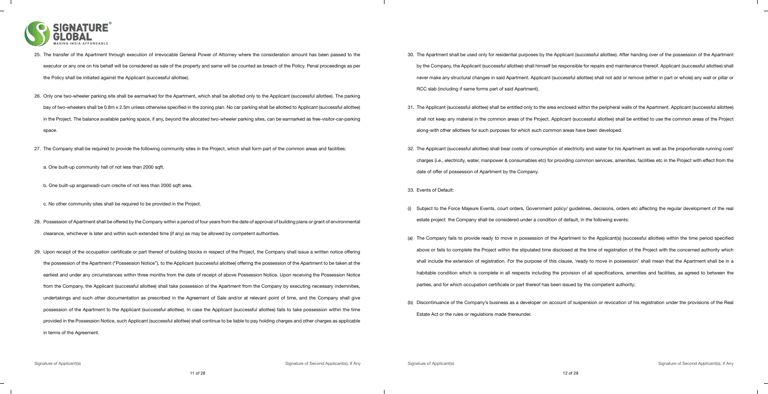25. The transfer of the Apartment through execution of irrevocable General Power of Attorney where the consideration amount has been passed to the executor or any one on his behalf will be considered as sale of the property and same will be counted as breach of the Policy. Penal proceedings as per the Policy shall be initiated against the Applicant (successful allottee).

26. Only one two-wheeler parking site shall be earmarked for the Apartment, which shall be allotted only to the Applicant (successful allottee). The parking bay of two-wheelers shall be 0.8m x 2.5m unless otherwise specified in the zoning plan. No car parking shall be allotted to Applicant (successful allottee) in the Project. The balance available parking space, if any, beyond the allocated two-wheeler parking sites, can be earmarked as free-visitor-car-parking space.

27. The Company shall be required to provide the following community sites in the Project, which shall form part of the common areas and facilities:

    a. One built-up community hall of not less than 2000 sqft.

    b. One built-up anganwadi-cum creche of not less than 2000 sqft area.

    c. No other community sites shall be required to be provided in the Project.

28. Possession of Apartment shall be offered by the Company within a period of four years from the date of approval of building plans or grant of environmental clearance, whichever is later and within such extended time (if any) as may be allowed by competent authorities.

29. Upon receipt of the occupation certificate or part thereof of building blocks in respect of the Project, the Company shall issue a written notice offering the possession of the Apartment ("Possession Notice"), to the Applicant (successful allottee) offering the possession of the Apartment to be taken at the earliest and under any circumstances within three months from the date of receipt of above Possession Notice. Upon receiving the Possession Notice from the Company, the Applicant (successful allottee) shall take possession of the Apartment from the Company by executing necessary indemnities, undertakings and such other documentation as prescribed in the Agreement of Sale and/or at relevant point of time, and the Company shall give possession of the Apartment to the Applicant (successful allottee). In case the Applicant (successful allottee) fails to take possession within the time provided in the Possession Notice, such Applicant (successful allottee) shall continue to be liable to pay holding charges and other charges as applicable in terms of the Agreement.

30. The Apartment shall be used only for residential purposes by the Applicant (successful allottee). After handing over of the possession of the Apartment by the Company, the Applicant (successful allottee) shall himself be responsible for repairs and maintenance thereof. Applicant (successful allottee) shall never make any structural changes in said Apartment. Applicant (successful allottee) shall not add or remove (either in part or whole) any wall or pillar or RCC slab (including if same forms part of said Apartment).

31. The Applicant (successful allottee) shall be entitled only to the area enclosed within the peripheral walls of the Apartment. Applicant (successful allottee) shall not keep any material in the common areas of the Project. Applicant (successful allottee) shall be entitled to use the common areas of the Project along-with other allottees for such purposes for which such common areas have been developed.

32. The Applicant (successful allottee) shall bear costs of consumption of electricity and water for his Apartment as well as the proportionate running cost/ charges (i.e., electricity, water, manpower & consumables etc) for providing common services, amenities, facilities etc in the Project with effect from the date of offer of possession of Apartment by the Company.

33. Events of Default:

(i) Subject to the Force Majeure Events, court orders, Government policy/ guidelines, decisions, orders etc affecting the regular development of the real estate project the Company shall be considered under a condition of default, in the following events:

(a) The Company fails to provide ready to move in possession of the Apartment to the Applicant(s) (successful allottee) within the time period specified above or fails to complete the Project within the stipulated time disclosed at the time of registration of the Project with the concerned authority which shall include the extension of registration. For the purpose of this clause, 'ready to move in possession' shall mean that the Apartment shall be in a habitable condition which is complete in all respects including the provision of all specifications, amenities and facilities, as agreed to between the parties, and for which occupation certificate or part thereof has been issued by the competent authority;

(b) Discontinuance of the Company's business as a developer on account of suspension or revocation of his registration under the provisions of the Real Estate Act or the rules or regulations made thereunder.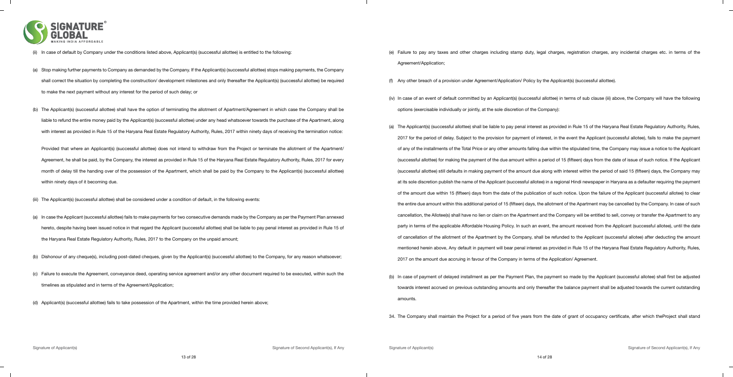(ii) In case of default by Company under the conditions listed above, Applicant(s) (successful allottee) is entitled to the following:

(a) Stop making further payments to Company as demanded by the Company. If the Applicant(s) (successful allottee) stops making payments, the Company shall correct the situation by completing the construction/ development milestones and only thereafter the Applicant(s) (successful allottee) be required to make the next payment without any interest for the period of such delay; or

(b) The Applicant(s) (successful allottee) shall have the option of terminating the allotment of Apartment/Agreement in which case the Company shall be liable to refund the entire money paid by the Applicant(s) (successful allottee) under any head whatsoever towards the purchase of the Apartment, along with interest as provided in Rule 15 of the Haryana Real Estate Regulatory Authority, Rules, 2017 within ninety days of receiving the termination notice:

Provided that where an Applicant(s) (successful allottee) does not intend to withdraw from the Project or terminate the allotment of the Apartment/ Agreement, he shall be paid, by the Company, the interest as provided in Rule 15 of the Haryana Real Estate Regulatory Authority, Rules, 2017 for every month of delay till the handing over of the possession of the Apartment, which shall be paid by the Company to the Applicant(s) (successful allottee) within ninety days of it becoming due.

(iii) The Applicant(s) (successful allottee) shall be considered under a condition of default, in the following events:

(a) In case the Applicant (successful allottee) fails to make payments for two consecutive demands made by the Company as per the Payment Plan annexed hereto, despite having been issued notice in that regard the Applicant (successful allottee) shall be liable to pay penal interest as provided in Rule 15 of the Haryana Real Estate Regulatory Authority, Rules, 2017 to the Company on the unpaid amount;

(b) Dishonour of any cheque(s), including post-dated cheques, given by the Applicant(s) (successful allottee) to the Company, for any reason whatsoever;

(c) Failure to execute the Agreement, conveyance deed, operating service agreement and/or any other document required to be executed, within such the timelines as stipulated and in terms of the Agreement/Application;

(d) Applicant(s) (successful allottee) fails to take possession of the Apartment, within the time provided herein above;

(e) Failure to pay any taxes and other charges including stamp duty, legal charges, registration charges, any incidental charges etc. in terms of the Agreement/Application;

(f) Any other breach of a provision under Agreement/Application/ Policy by the Applicant(s) (successful allottee).

(iv) In case of an event of default committed by an Applicant(s) (successful allottee) in terms of sub clause (iii) above, the Company will have the following options (exercisable individually or jointly, at the sole discretion of the Company):

(a) The Applicant(s) (successful allottee) shall be liable to pay penal interest as provided in Rule 15 of the Haryana Real Estate Regulatory Authority, Rules, 2017 for the period of delay. Subject to the provision for payment of interest, in the event the Applicant (successful allotee), fails to make the payment of any of the installments of the Total Price or any other amounts falling due within the stipulated time, the Company may issue a notice to the Applicant (successful allottee) for making the payment of the due amount within a period of 15 (fifteen) days from the date of issue of such notice. If the Applicant (successful allottee) still defaults in making payment of the amount due along with interest within the period of said 15 (fifteen) days, the Company may at its sole discretion publish the name of the Applicant (successful allotee) in a regional Hindi newspaper in Haryana as a defaulter requiring the payment of the amount due within 15 (fifteen) days from the date of the publication of such notice. Upon the failure of the Applicant (successful allotee) to clear the entire due amount within this additional period of 15 (fifteen) days, the allotment of the Apartment may be cancelled by the Company. In case of such cancellation, the Allotee(s) shall have no lien or claim on the Apartment and the Company will be entitled to sell, convey or transfer the Apartment to any party in terms of the applicable Affordable Housing Policy. In such an event, the amount received from the Applicant (successful allotee), until the date of cancellation of the allotment of the Apartment by the Company, shall be refunded to the Applicant (successful allotee) after deducting the amount mentioned herein above, Any default in payment will bear penal interest as provided in Rule 15 of the Haryana Real Estate Regulatory Authority, Rules, 2017 on the amount due accruing in favour of the Company in terms of the Application/ Agreement.

(b) In case of payment of delayed installment as per the Payment Plan, the payment so made by the Applicant (successful allotee) shall first be adjusted towards interest accrued on previous outstanding amounts and only thereafter the balance payment shall be adjusted towards the current outstanding amounts.

34. The Company shall maintain the Project for a period of five years from the date of grant of occupancy certificate, after which theProject shall stand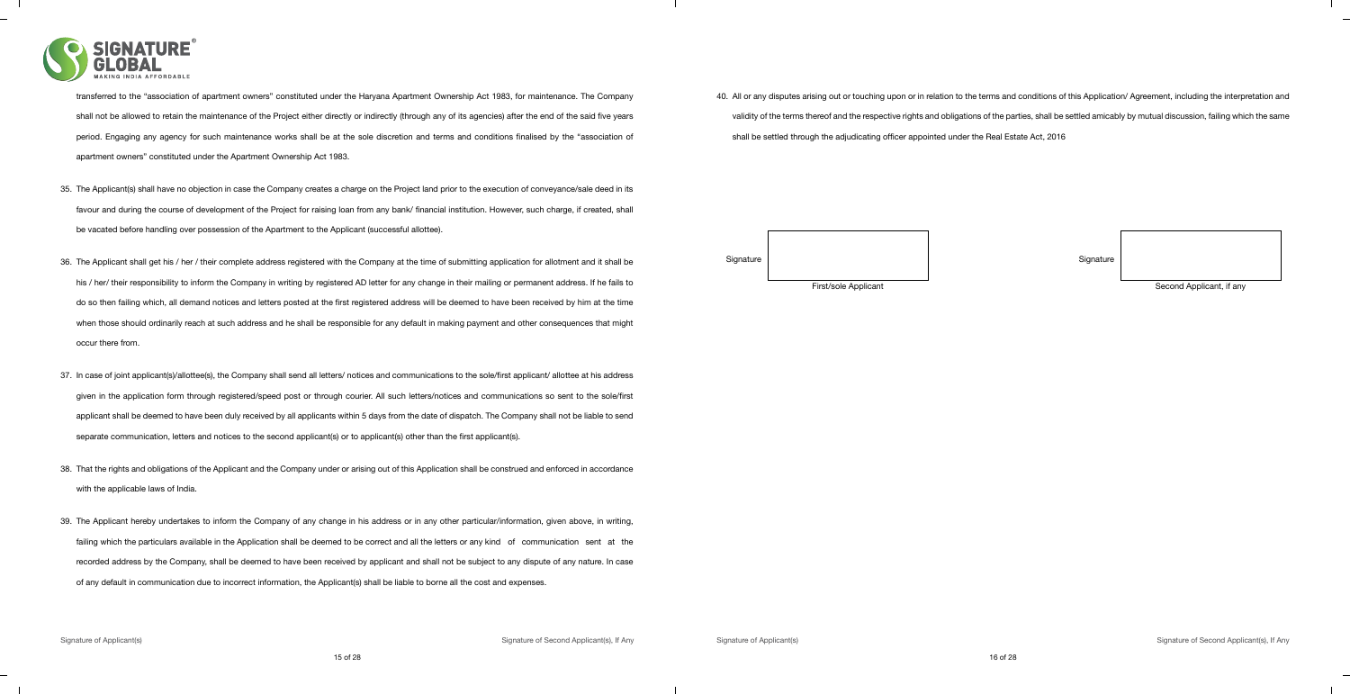transferred to the "association of apartment owners" constituted under the Haryana Apartment Ownership Act 1983, for maintenance. The Company shall not be allowed to retain the maintenance of the Project either directly or indirectly (through any of its agencies) after the end of the said five years period. Engaging any agency for such maintenance works shall be at the sole discretion and terms and conditions finalised by the "association of apartment owners" constituted under the Apartment Ownership Act 1983.

35. The Applicant(s) shall have no objection in case the Company creates a charge on the Project land prior to the execution of conveyance/sale deed in its favour and during the course of development of the Project for raising loan from any bank/ financial institution. However, such charge, if created, shall be vacated before handling over possession of the Apartment to the Applicant (successful allottee).

36. The Applicant shall get his / her / their complete address registered with the Company at the time of submitting application for allotment and it shall be his / her/ their responsibility to inform the Company in writing by registered AD letter for any change in their mailing or permanent address. If he fails to do so then failing which, all demand notices and letters posted at the first registered address will be deemed to have been received by him at the time when those should ordinarily reach at such address and he shall be responsible for any default in making payment and other consequences that might occur there from.

37. In case of joint applicant(s)/allottee(s), the Company shall send all letters/ notices and communications to the sole/first applicant/ allottee at his address given in the application form through registered/speed post or through courier. All such letters/notices and communications so sent to the sole/first applicant shall be deemed to have been duly received by all applicants within 5 days from the date of dispatch. The Company shall not be liable to send separate communication, letters and notices to the second applicant(s) or to applicant(s) other than the first applicant(s).

38. That the rights and obligations of the Applicant and the Company under or arising out of this Application shall be construed and enforced in accordance with the applicable laws of India.

39. The Applicant hereby undertakes to inform the Company of any change in his address or in any other particular/information, given above, in writing, failing which the particulars available in the Application shall be deemed to be correct and all the letters or any kind of communication sent at the recorded address by the Company, shall be deemed to have been received by applicant and shall not be subject to any dispute of any nature. In case of any default in communication due to incorrect information, the Applicant(s) shall be liable to borne all the cost and expenses.

40. All or any disputes arising out or touching upon or in relation to the terms and conditions of this Application/ Agreement, including the interpretation and validity of the terms thereof and the respective rights and obligations of the parties, shall be settled amicably by mutual discussion, failing which the same shall be settled through the adjudicating officer appointed under the Real Estate Act, 2016

| Signature | | Signature | |
|---|---|---|---|
| | First/sole Applicant | | Second Applicant, if any |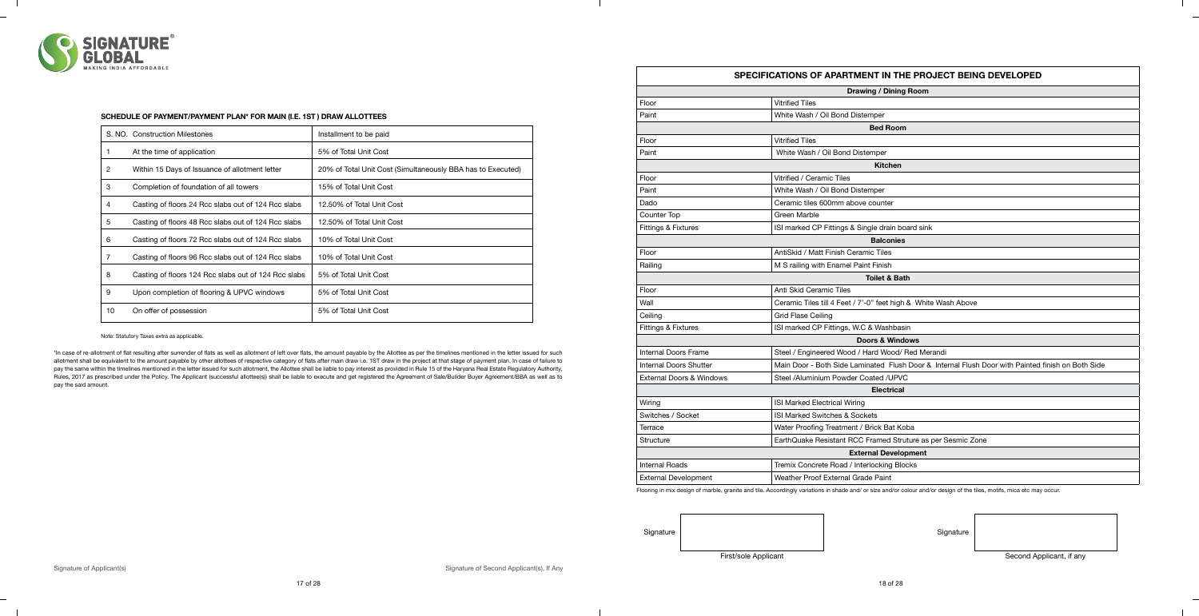## SCHEDULE OF PAYMENT/PAYMENT PLAN* FOR MAIN (I.E. 1ST ) DRAW ALLOTTEES

| S. NO. | Construction Milestones | Installment to be paid |
|---|---|---|
| 1 | At the time of application | 5% of Total Unit Cost |
| 2 | Within 15 Days of Issuance of allotment letter | 20% of Total Unit Cost (Simultaneously BBA has to Executed) |
| 3 | Completion of foundation of all towers | 15% of Total Unit Cost |
| 4 | Casting of floors 24 Rcc slabs out of 124 Rcc slabs | 12.50% of Total Unit Cost |
| 5 | Casting of floors 48 Rcc slabs out of 124 Rcc slabs | 12.50% of Total Unit Cost |
| 6 | Casting of floors 72 Rcc slabs out of 124 Rcc slabs | 10% of Total Unit Cost |
| 7 | Casting of floors 96 Rcc slabs out of 124 Rcc slabs | 10% of Total Unit Cost |
| 8 | Casting of floors 124 Rcc slabs out of 124 Rcc slabs | 5% of Total Unit Cost |
| 9 | Upon completion of flooring & UPVC windows | 5% of Total Unit Cost |
| 10 | On offer of possession | 5% of Total Unit Cost |

Note: Statutory Taxes extra as applicable.

*In case of re-allotment of flat resulting after surrender of flats as well as allotment of left over flats, the amount payable by the Allottee as per the timelines mentioned in the letter issued for such allotment shall be equivalent to the amount payable by other allottees of respective category of flats after main draw i.e. 1ST draw in the project at that stage of payment plan. In case of failure to pay the same within the timelines mentioned in the letter issued for such allotment, the Allottee shall be liable to pay interest as provided in Rule 15 of the Haryana Real Estate Regulatory Authority, Rules, 2017 as prescribed under the Policy. The Applicant (successful allottee(s)) shall be liable to execute and get registered the Agreement of Sale/Builder Buyer Agreement/BBA as well as to pay the said amount.

Signature of Applicant(s)

Signature of Second Applicant(s), If Any

## SPECIFICATIONS OF APARTMENT IN THE PROJECT BEING DEVELOPED

| | |
|---|---|
| **Drawing / Dining Room** | |
| Floor | Vitrified Tiles |
| Paint | White Wash / Oil Bond Distemper |
| **Bed Room** | |
| Floor | Vitrified Tiles |
| Paint | White Wash / Oil Bond Distemper |
| **Kitchen** | |
| Floor | Vitrified / Ceramic Tiles |
| Paint | White Wash / Oil Bond Distemper |
| Dado | Ceramic tiles 600mm above counter |
| Counter Top | Green Marble |
| Fittings & Fixtures | ISI marked CP Fittings & Single drain board sink |
| **Balconies** | |
| Floor | AntiSkid / Matt Finish Ceramic Tiles |
| Railing | M S railing with Enamel Paint Finish |
| **Toilet & Bath** | |
| Floor | Anti Skid Ceramic Tiles |
| Wall | Ceramic Tiles till 4 Feet / 7'-0" feet high & White Wash Above |
| Ceiling | Grid Flase Ceiling |
| Fittings & Fixtures | ISI marked CP Fittings, W.C & Washbasin |
| **Doors & Windows** | |
| Internal Doors Frame | Steel / Engineered Wood / Hard Wood/ Red Merandi |
| Internal Doors Shutter | Main Door - Both Side Laminated Flush Door & Internal Flush Door with Painted finish on Both Side |
| External Doors & Windows | Steel /Aluminium Powder Coated /UPVC |
| **Electrical** | |
| Wiring | ISI Marked Electrical Wiring |
| Switches / Socket | ISI Marked Switches & Sockets |
| Terrace | Water Proofing Treatment / Brick Bat Koba |
| Structure | EarthQuake Resistant RCC Framed Struture as per Sesmic Zone |
| **External Development** | |
| Internal Roads | Tremix Concrete Road / Interlocking Blocks |
| External Development | Weather Proof External Grade Paint |

Flooring in mix design of marble, granite and tile. Accordingly variations in shade and/ or size and/or colour and/or design of the tiles, motifs, mica etc may occur.

Signature

First/sole Applicant

Signature

Second Applicant, if any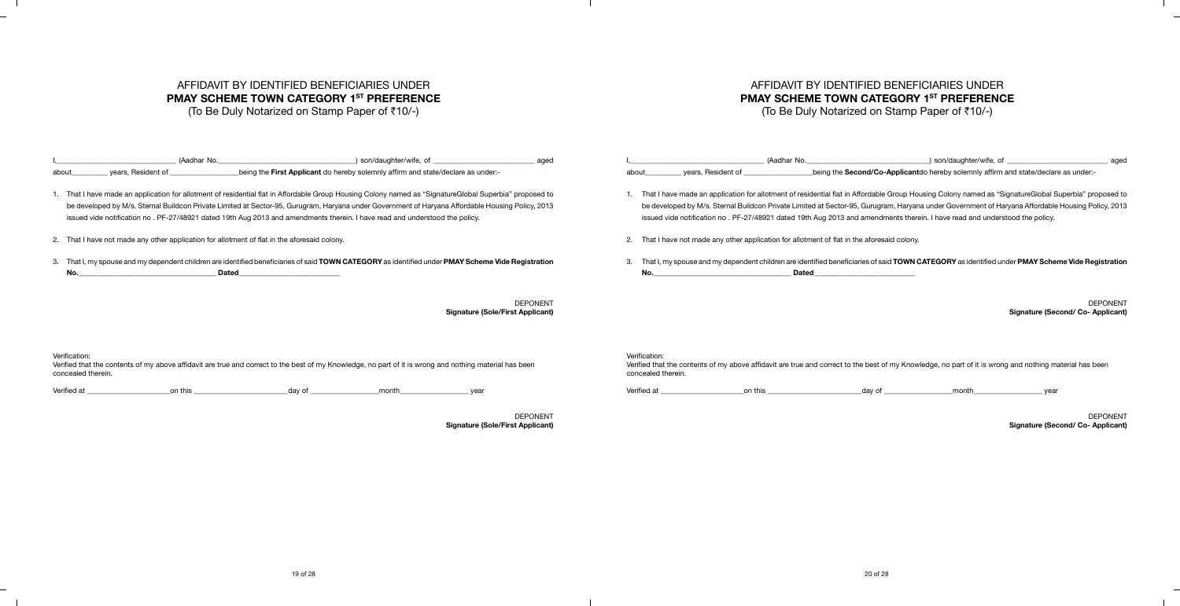# AFFIDAVIT BY IDENTIFIED BENEFICIARIES UNDER
## **PMAY SCHEME TOWN CATEGORY 1ST PREFERENCE**
(To Be Duly Notarized on Stamp Paper of ₹10/-)

I,______________________________ (Aadhar No.____________________________________) son/daughter/wife, of __________________________ aged about_________ years, Resident of __________________being the **First Applicant** do hereby solemnly affirm and state/declare as under:-

1. That I have made an application for allotment of residential flat in Affordable Group Housing Colony named as "SignatureGlobal Superbia" proposed to be developed by M/s. Sternal Buildcon Private Limited at Sector-95, Gurugram, Haryana under Government of Haryana Affordable Housing Policy, 2013 issued vide notification no . PF-27/48921 dated 19th Aug 2013 and amendments therein. I have read and understood the policy.

2. That I have not made any other application for allotment of flat in the aforesaid colony.

3. That I, my spouse and my dependent children are identified beneficiaries of said **TOWN CATEGORY** as identified under **PMAY Scheme Vide Registration No.**____________________________________ **Dated**__________________________

DEPONENT
**Signature (Sole/First Applicant)**

Verification:
Verified that the contents of my above affidavit are true and correct to the best of my Knowledge, no part of it is wrong and nothing material has been concealed therein.

Verified at ______________________on this ________________________day of __________________month__________________ year

DEPONENT
**Signature (Sole/First Applicant)**

# AFFIDAVIT BY IDENTIFIED BENEFICIARIES UNDER
## **PMAY SCHEME TOWN CATEGORY 1ST PREFERENCE**
(To Be Duly Notarized on Stamp Paper of ₹10/-)

I,_________________________________ (Aadhar No.________________________________) son/daughter/wife, of __________________________ aged about_________ years, Resident of __________________being the **Second/Co-Applicant**do hereby solemnly affirm and state/declare as under:-

1. That I have made an application for allotment of residential flat in Affordable Group Housing Colony named as "SignatureGlobal Superbia" proposed to be developed by M/s. Sternal Buildcon Private Limited at Sector-95, Gurugram, Haryana under Government of Haryana Affordable Housing Policy, 2013 issued vide notification no . PF-27/48921 dated 19th Aug 2013 and amendments therein. I have read and understood the policy.

2. That I have not made any other application for allotment of flat in the aforesaid colony.

3. That I, my spouse and my dependent children are identified beneficiaries of said **TOWN CATEGORY** as identified under **PMAY Scheme Vide Registration No.**____________________________________ **Dated**__________________________

DEPONENT
**Signature (Second/ Co- Applicant)**

Verification:
Verified that the contents of my above affidavit are true and correct to the best of my Knowledge, no part of it is wrong and nothing material has been concealed therein.

Verified at ______________________on this ________________________day of __________________month__________________ year

DEPONENT
**Signature (Second/ Co- Applicant)**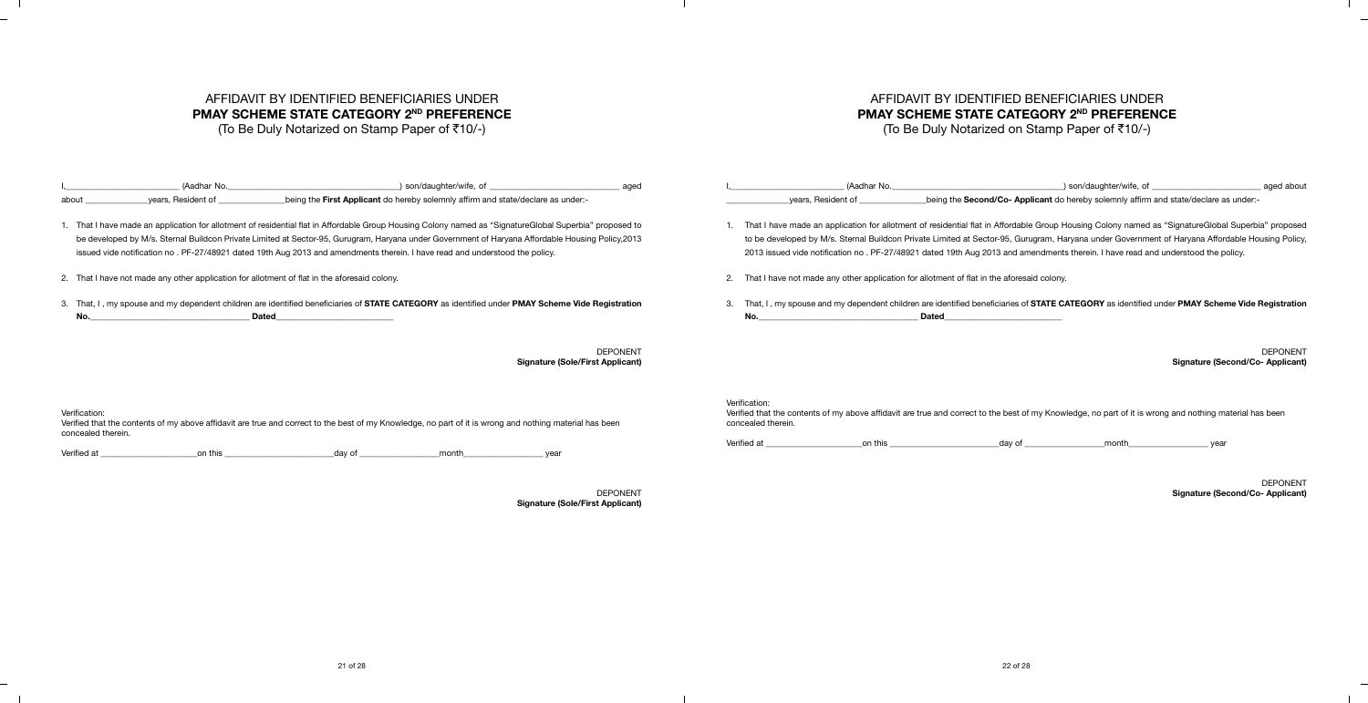# AFFIDAVIT BY IDENTIFIED BENEFICIARIES UNDER
## PMAY SCHEME STATE CATEGORY 2ND PREFERENCE

(To Be Duly Notarized on Stamp Paper of ₹10/-)

I,________________________ (Aadhar No.______________________________________) son/daughter/wife, of ___________________________ aged about ______________years, Resident of ______________being the **First Applicant** do hereby solemnly affirm and state/declare as under:-

1. That I have made an application for allotment of residential flat in Affordable Group Housing Colony named as "SignatureGlobal Superbia" proposed to be developed by M/s. Sternal Buildcon Private Limited at Sector-95, Gurugram, Haryana under Government of Haryana Affordable Housing Policy,2013 issued vide notification no . PF-27/48921 dated 19th Aug 2013 and amendments therein. I have read and understood the policy.

2. That I have not made any other application for allotment of flat in the aforesaid colony.

3. That, I , my spouse and my dependent children are identified beneficiaries of **STATE CATEGORY** as identified under **PMAY Scheme Vide Registration No.**___________________________________ **Dated**__________________________

DEPONENT
**Signature (Sole/First Applicant)**

Verification:
Verified that the contents of my above affidavit are true and correct to the best of my Knowledge, no part of it is wrong and nothing material has been concealed therein.

Verified at _____________________on this ________________________day of _________________month_________________ year

DEPONENT
**Signature (Sole/First Applicant)**

# AFFIDAVIT BY IDENTIFIED BENEFICIARIES UNDER
## PMAY SCHEME STATE CATEGORY 2ND PREFERENCE

(To Be Duly Notarized on Stamp Paper of ₹10/-)

I,________________________ (Aadhar No.______________________________________) son/daughter/wife, of _______________________ aged about ______________years, Resident of ______________being the **Second/Co- Applicant** do hereby solemnly affirm and state/declare as under:-

1. That I have made an application for allotment of residential flat in Affordable Group Housing Colony named as "SignatureGlobal Superbia" proposed to be developed by M/s. Sternal Buildcon Private Limited at Sector-95, Gurugram, Haryana under Government of Haryana Affordable Housing Policy, 2013 issued vide notification no . PF-27/48921 dated 19th Aug 2013 and amendments therein. I have read and understood the policy.

2. That I have not made any other application for allotment of flat in the aforesaid colony.

3. That, I , my spouse and my dependent children are identified beneficiaries of **STATE CATEGORY** as identified under **PMAY Scheme Vide Registration No.**___________________________________ **Dated**__________________________

DEPONENT
**Signature (Second/Co- Applicant)**

Verification:
Verified that the contents of my above affidavit are true and correct to the best of my Knowledge, no part of it is wrong and nothing material has been concealed therein.

Verified at _____________________on this ________________________day of _________________month_________________ year

DEPONENT
**Signature (Second/Co- Applicant)**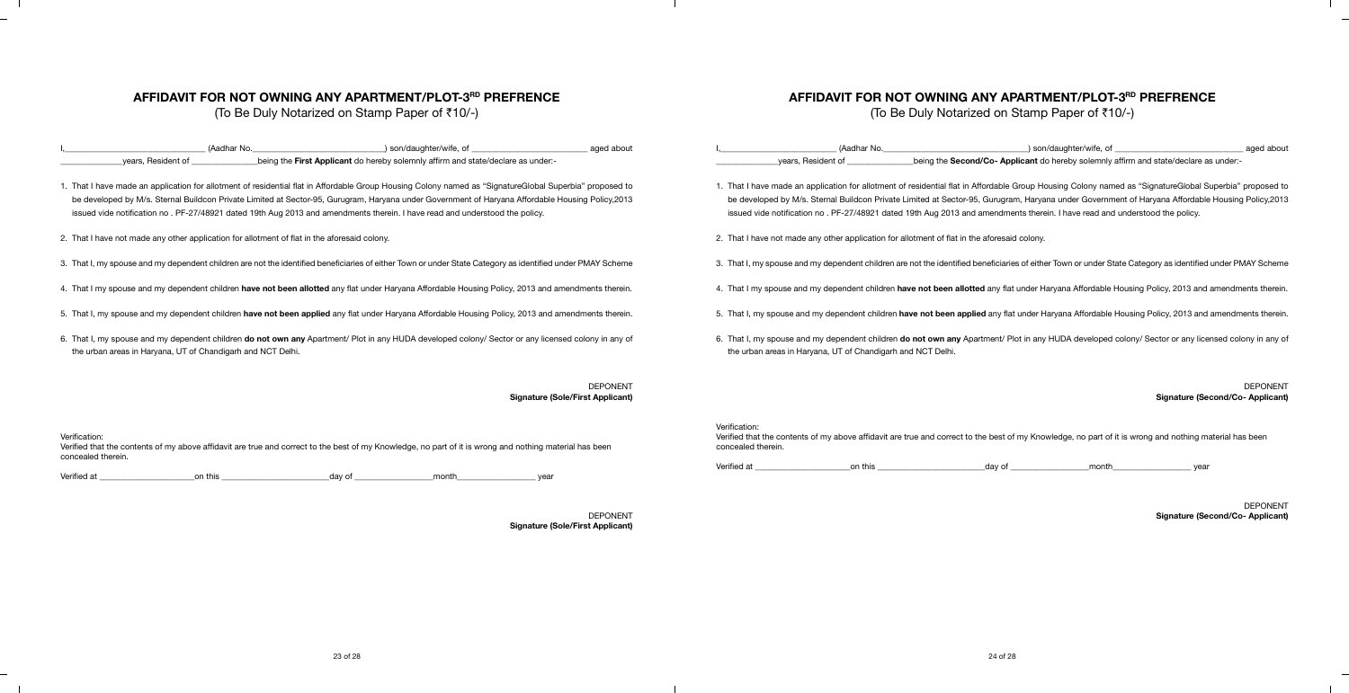## AFFIDAVIT FOR NOT OWNING ANY APARTMENT/PLOT-3RD PREFRENCE

(To Be Duly Notarized on Stamp Paper of ₹10/-)

I,_______________________________ (Adhar No._____________________________) son/daughter/wife, of _________________________ aged about _____________years, Resident of _______________being the **First Applicant** do hereby solemnly affirm and state/declare as under:-

1. That I have made an application for allotment of residential flat in Affordable Group Housing Colony named as "SignatureGlobal Superbia" proposed to be developed by M/s. Sternal Buildcon Private Limited at Sector-95, Gurugram, Haryana under Government of Haryana Affordable Housing Policy,2013 issued vide notification no . PF-27/48921 dated 19th Aug 2013 and amendments therein. I have read and understood the policy.

2. That I have not made any other application for allotment of flat in the aforesaid colony.

3. That I, my spouse and my dependent children are not the identified beneficiaries of either Town or under State Category as identified under PMAY Scheme

4. That I my spouse and my dependent children **have not been allotted** any flat under Haryana Affordable Housing Policy, 2013 and amendments therein.

5. That I, my spouse and my dependent children **have not been applied** any flat under Haryana Affordable Housing Policy, 2013 and amendments therein.

6. That I, my spouse and my dependent children **do not own any** Apartment/ Plot in any HUDA developed colony/ Sector or any licensed colony in any of the urban areas in Haryana, UT of Chandigarh and NCT Delhi.

DEPONENT
**Signature (Sole/First Applicant)**

Verification:
Verified that the contents of my above affidavit are true and correct to the best of my Knowledge, no part of it is wrong and nothing material has been concealed therein.

Verified at _____________________on this ________________________day of _________________month_________________ year

DEPONENT
**Signature (Sole/First Applicant)**

## AFFIDAVIT FOR NOT OWNING ANY APARTMENT/PLOT-3RD PREFRENCE

(To Be Duly Notarized on Stamp Paper of ₹10/-)

I,_________________________ (Adhar No._______________________________) son/daughter/wife, of ___________________________ aged about _____________years, Resident of _______________being the **Second/Co- Applicant** do hereby solemnly affirm and state/declare as under:-

1. That I have made an application for allotment of residential flat in Affordable Group Housing Colony named as "SignatureGlobal Superbia" proposed to be developed by M/s. Sternal Buildcon Private Limited at Sector-95, Gurugram, Haryana under Government of Haryana Affordable Housing Policy,2013 issued vide notification no . PF-27/48921 dated 19th Aug 2013 and amendments therein. I have read and understood the policy.

2. That I have not made any other application for allotment of flat in the aforesaid colony.

3. That I, my spouse and my dependent children are not the identified beneficiaries of either Town or under State Category as identified under PMAY Scheme

4. That I my spouse and my dependent children **have not been allotted** any flat under Haryana Affordable Housing Policy, 2013 and amendments therein.

5. That I, my spouse and my dependent children **have not been applied** any flat under Haryana Affordable Housing Policy, 2013 and amendments therein.

6. That I, my spouse and my dependent children **do not own any** Apartment/ Plot in any HUDA developed colony/ Sector or any licensed colony in any of the urban areas in Haryana, UT of Chandigarh and NCT Delhi.

DEPONENT
**Signature (Second/Co- Applicant)**

Verification:
Verified that the contents of my above affidavit are true and correct to the best of my Knowledge, no part of it is wrong and nothing material has been concealed therein.

Verified at _____________________on this ________________________day of _________________month_________________ year

DEPONENT
**Signature (Second/Co- Applicant)**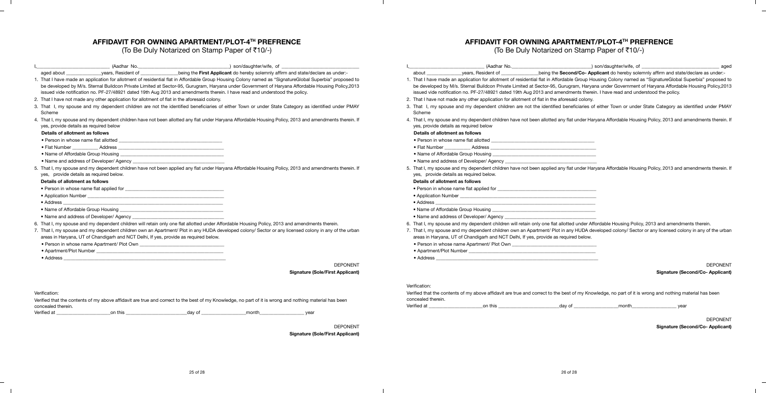# AFFIDAVIT FOR OWNING APARTMENT/PLOT-4TH PREFRENCE

(To Be Duly Notarized on Stamp Paper of ₹10/-)

I,___________________________ (Aadhar No.___________________________________) son/daughter/wife, of ______________________________ aged about ______________years, Resident of _______________being the **First Applicant** do hereby solemnly affirm and state/declare as under:-

1. That I have made an application for allotment of residential flat in Affordable Group Housing Colony named as "SignatureGlobal Superbia" proposed to be developed by M/s. Sternal Buildcon Private Limited at Sector-95, Gurugram, Haryana under Government of Haryana Affordable Housing Policy,2013 issued vide notification no. PF-27/48921 dated 19th Aug 2013 and amendments therein. I have read and understood the policy.
2. That I have not made any other application for allotment of flat in the aforesaid colony.
3. That I, my spouse and my dependent children are not the identified beneficiaries of either Town or under State Category as identified under PMAY Scheme
4. That I, my spouse and my dependent children have not been allotted any flat under Haryana Affordable Housing Policy, 2013 and amendments therein. If yes, provide details as required below

   **Details of allotment as follows**

   - Person in whose name flat allotted ________________________________________
   - Flat Number __________ Address ________________________________________
   - Name of Affordable Group Housing ________________________________________
   - Name and address of Developer/ Agency ___________________________________
5. That I, my spouse and my dependent children have not been applied any flat under Haryana Affordable Housing Policy, 2013 and amendments therein. If yes, provide details as required below.

   **Details of allotment as follows**

   - Person in whose name flat applied for ______________________________________
   - Application Number ______________________________________________________
   - Address ________________________________________________________________
   - Name of Affordable Group Housing ________________________________________
   - Name and address of Developer/ Agency ___________________________________
6. That I, my spouse and my dependent children will retain only one flat allotted under Affordable Housing Policy, 2013 and amendments therein.
7. That I, my spouse and my dependent children own an Apartment/ Plot in any HUDA developed colony/ Sector or any licensed colony in any of the urban areas in Haryana, UT of Chandigarh and NCT Delhi, If yes, provide as required below.

   - Person in whose name Apartment/ Plot Own ___________________________________
   - Apartment/Plot Number ______________________________________________________
   - Address ________________________________________________________________

DEPONENT

**Signature (Sole/First Applicant)**

Verification:

Verified that the contents of my above affidavit are true and correct to the best of my Knowledge, no part of it is wrong and nothing material has been concealed therein.

Verified at ______________________on this ________________________day of _________________month_________________ year

DEPONENT

**Signature (Sole/First Applicant)**

# AFFIDAVIT FOR OWNING APARTMENT/PLOT-4TH PREFRENCE

(To Be Duly Notarized on Stamp Paper of ₹10/-)

I,___________________________ (Aadhar No.___________________________________) son/daughter/wife, of ______________________________ aged about ______________years, Resident of _______________being the **Second/Co- Applicant** do hereby solemnly affirm and state/declare as under:-

1. That I have made an application for allotment of residential flat in Affordable Group Housing Colony named as "SignatureGlobal Superbia" proposed to be developed by M/s. Sternal Buildcon Private Limited at Sector-95, Gurugram, Haryana under Government of Haryana Affordable Housing Policy,2013 issued vide notification no. PF-27/48921 dated 19th Aug 2013 and amendments therein. I have read and understood the policy.
2. That I have not made any other application for allotment of flat in the aforesaid colony.
3. That I, my spouse and my dependent children are not the identified beneficiaries of either Town or under State Category as identified under PMAY Scheme
4. That I, my spouse and my dependent children have not been allotted any flat under Haryana Affordable Housing Policy, 2013 and amendments therein. If yes, provide details as required below

   **Details of allotment as follows**

   - Person in whose name flat allotted ________________________________________
   - Flat Number __________ Address ________________________________________
   - Name of Affordable Group Housing ________________________________________
   - Name and address of Developer/ Agency ___________________________________
5. That I, my spouse and my dependent children have not been applied any flat under Haryana Affordable Housing Policy, 2013 and amendments therein. If yes, provide details as required below.

   **Details of allotment as follows**

   - Person in whose name flat applied for ______________________________________
   - Application Number ______________________________________________________
   - Address ________________________________________________________________
   - Name of Affordable Group Housing ________________________________________
   - Name and address of Developer/ Agency ___________________________________
6. That I, my spouse and my dependent children will retain only one flat allotted under Affordable Housing Policy, 2013 and amendments therein.
7. That I, my spouse and my dependent children own an Apartment/ Plot in any HUDA developed colony/ Sector or any licensed colony in any of the urban areas in Haryana, UT of Chandigarh and NCT Delhi, If yes, provide as required below.

   - Person in whose name Apartment/ Plot Own ___________________________________
   - Apartment/Plot Number ______________________________________________________
   - Address ________________________________________________________________

DEPONENT

**Signature (Second/Co- Applicant)**

Verification:

Verified that the contents of my above affidavit are true and correct to the best of my Knowledge, no part of it is wrong and nothing material has been concealed therein.

Verified at ______________________on this ________________________day of _________________month_________________ year

DEPONENT

**Signature (Second/Co- Applicant)**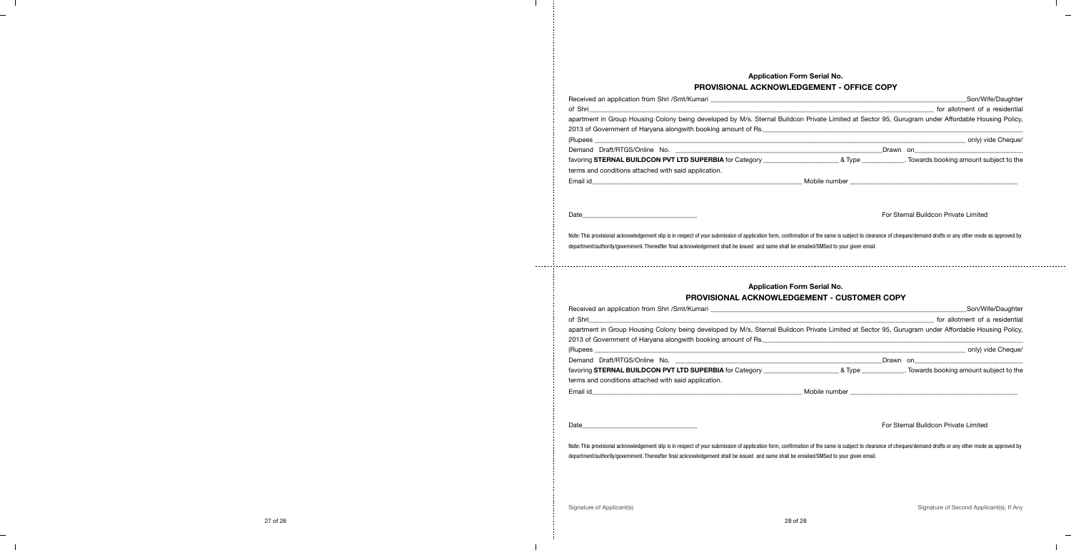**Application Form Serial No.**

## PROVISIONAL ACKNOWLEDGEMENT - OFFICE COPY

Received an application from Shri /Smt/Kumari ______________________________________________________________Son/Wife/Daughter of Shri_______________________________________________________________________ for allotment of a residential apartment in Group Housing Colony being developed by M/s. Sternal Buildcon Private Limited at Sector 95, Gurugram under Affordable Housing Policy, 2013 of Government of Haryana alongwith booking amount of Rs.______________________________________________ (Rupees ___________________________________________________________________________________ only) vide Cheque/ Demand Draft/RTGS/Online No. _______________________________________________Drawn on_________________________ favoring **STERNAL BUILDCON PVT LTD SUPERBIA** for Category ____________________ & Type ___________. Towards booking amount subject to the terms and conditions attached with said application.

Email id___________________________________________________ Mobile number ______________________________________

Date_____________________________

For Sternal Buildcon Private Limited

Note: This provisional acknowledgement slip is in respect of your submission of application form, confirmation of the same is subject to clearance of cheques/demand drafts or any other mode as approved by department/authority/government. Thereafter final acknowledgement shall be issued and same shall be emailed/SMSed to your given email.

---

**Application Form Serial No.**

## PROVISIONAL ACKNOWLEDGEMENT - CUSTOMER COPY

Received an application from Shri /Smt/Kumari ______________________________________________________________Son/Wife/Daughter of Shri_______________________________________________________________________ for allotment of a residential apartment in Group Housing Colony being developed by M/s. Sternal Buildcon Private Limited at Sector 95, Gurugram under Affordable Housing Policy, 2013 of Government of Haryana alongwith booking amount of Rs.______________________________________________ (Rupees ___________________________________________________________________________________ only) vide Cheque/ Demand Draft/RTGS/Online No. _______________________________________________Drawn on_________________________ favoring **STERNAL BUILDCON PVT LTD SUPERBIA** for Category ____________________ & Type ___________. Towards booking amount subject to the terms and conditions attached with said application.

Email id___________________________________________________ Mobile number ______________________________________

Date_____________________________

For Sternal Buildcon Private Limited

Note: This provisional acknowledgement slip is in respect of your submission of application form, confirmation of the same is subject to clearance of cheques/demand drafts or any other mode as approved by department/authority/government. Thereafter final acknowledgement shall be issued and same shall be emailed/SMSed to your given email.

Signature of Applicant(s)

Signature of Second Applicant(s), If Any